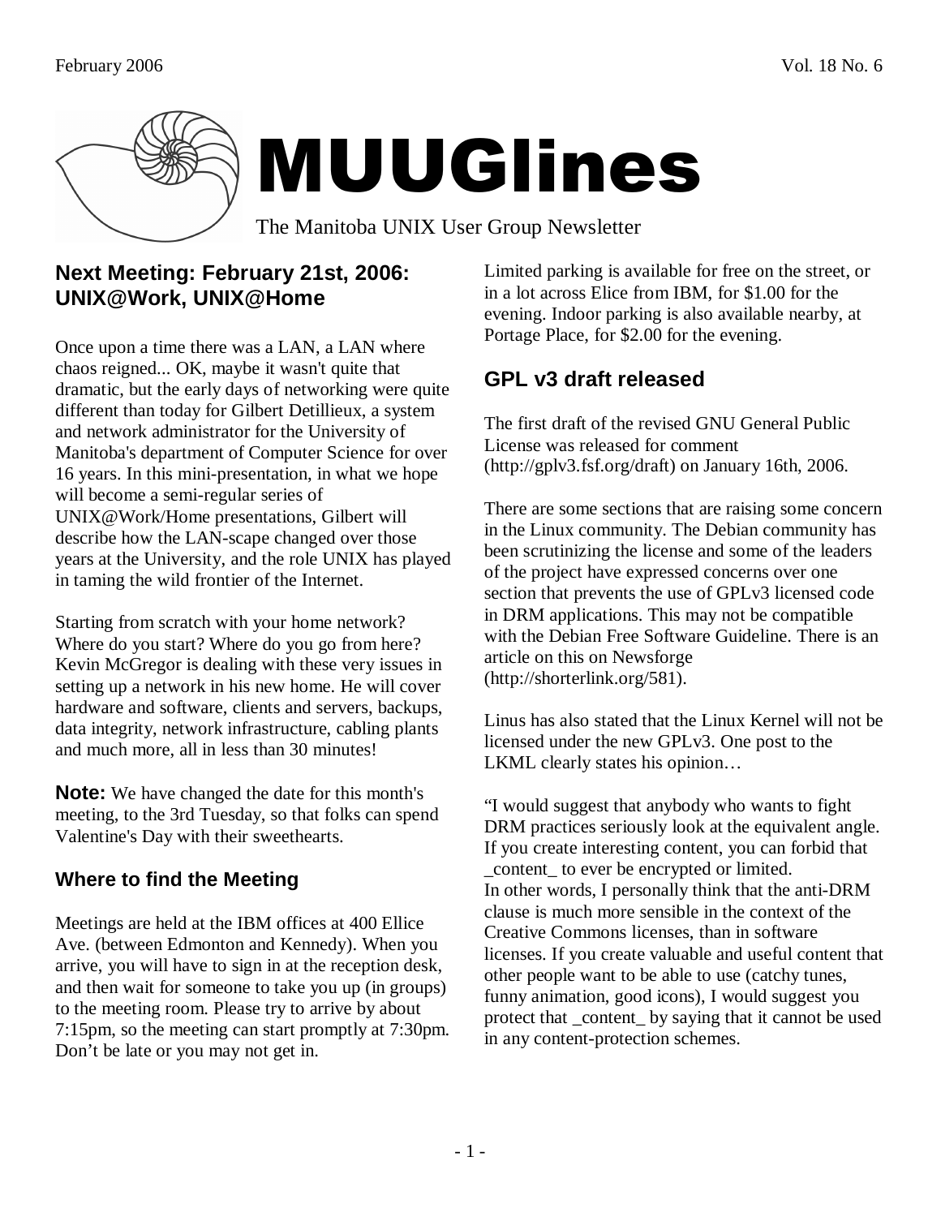# MUUGlines

The Manitoba UNIX User Group Newsletter

## Next Meeting: February 21st, 2006: UNIX@Work, UNIX@Home

Once upon a time there was a LAN, a LAN where chaos reigned... OK, maybe it wasn't quite that dramatic, but the early days of networking were quite different than today for Gilbert Detillieux, a system and network administrator for the University of Manitoba's department of Computer Science for over 16 years. In this mini-presentation, in what we hope will become a semi-regular series of UNIX@Work/Home presentations, Gilbert will describe how the LAN-scape changed over those years at the University, and the role UNIX has played in taming the wild frontier of the Internet.

Starting from scratch with your home network? Where do you start? Where do you go from here? Kevin McGregor is dealing with these very issues in setting up a network in his new home. He will cover hardware and software, clients and servers, backups, data integrity, network infrastructure, cabling plants and much more, all in less than 30 minutes!

**Note:** We have changed the date for this month's meeting, to the 3rd Tuesday, so that folks can spend Valentine's Day with their sweethearts.

### Where to find the Meeting

Meetings are held at the IBM offices at 400 Ellice Ave. (between Edmonton and Kennedy). When you arrive, you will have to sign in at the reception desk, and then wait for someone to take you up (in groups) to the meeting room. Please try to arrive by about 7:15pm, so the meeting can start promptly at 7:30pm. Don't be late or you may not get in.

Limited parking is available for free on the street, or in a lot across Elice from IBM, for $1.00 for the evening. Indoor parking is also available nearby, at Portage Place, for $2.00 for the evening.

## GPL v3 draft released

The first draft of the revised GNU General Public License was released for comment (http://gplv3.fsf.org/draft) on January 16th, 2006.

There are some sections that are raising some concern in the Linux community. The Debian community has been scrutinizing the license and some of the leaders of the project have expressed concerns over one section that prevents the use of GPLv3 licensed code in DRM applications. This may not be compatible with the Debian Free Software Guideline. There is an article on this on Newsforge (http://shorterlink.org/581).

Linus has also stated that the Linux Kernel will not be licensed under the new GPLv3. One post to the LKML clearly states his opinion…

"I would suggest that anybody who wants to fight DRM practices seriously look at the equivalent angle. If you create interesting content, you can forbid that _content_ to ever be encrypted or limited.
In other words, I personally think that the anti-DRM clause is much more sensible in the context of the Creative Commons licenses, than in software licenses. If you create valuable and useful content that other people want to be able to use (catchy tunes, funny animation, good icons), I would suggest you protect that _content_ by saying that it cannot be used in any content-protection schemes.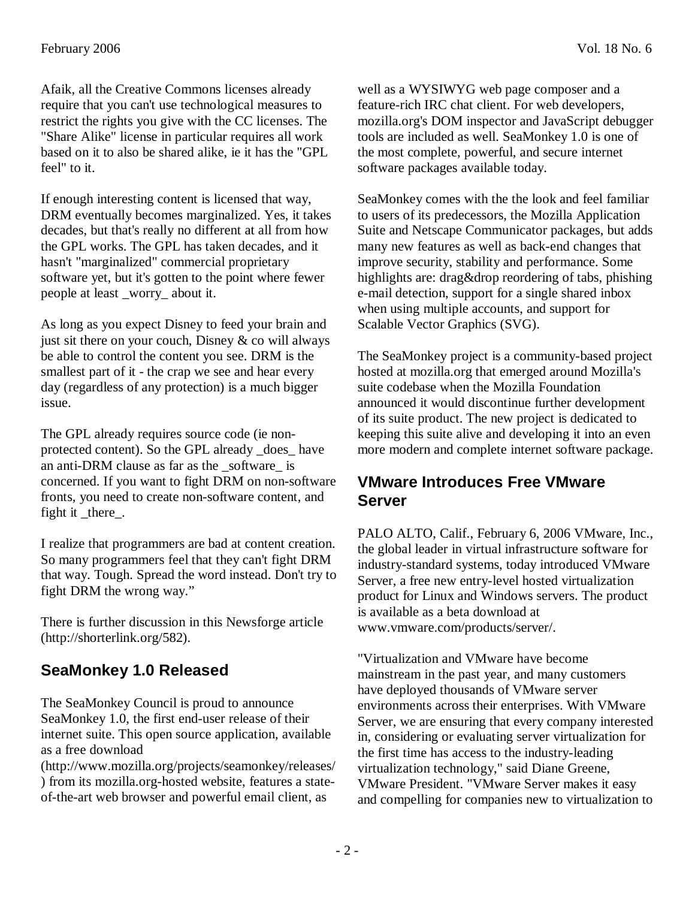Afaik, all the Creative Commons licenses already require that you can't use technological measures to restrict the rights you give with the CC licenses. The "Share Alike" license in particular requires all work based on it to also be shared alike, ie it has the "GPL feel" to it.

If enough interesting content is licensed that way, DRM eventually becomes marginalized. Yes, it takes decades, but that's really no different at all from how the GPL works. The GPL has taken decades, and it hasn't "marginalized" commercial proprietary software yet, but it's gotten to the point where fewer people at least _worry_ about it.

As long as you expect Disney to feed your brain and just sit there on your couch, Disney & co will always be able to control the content you see. DRM is the smallest part of it - the crap we see and hear every day (regardless of any protection) is a much bigger issue.

The GPL already requires source code (ie non-protected content). So the GPL already _does_ have an anti-DRM clause as far as the _software_ is concerned. If you want to fight DRM on non-software fronts, you need to create non-software content, and fight it _there_.

I realize that programmers are bad at content creation. So many programmers feel that they can't fight DRM that way. Tough. Spread the word instead. Don't try to fight DRM the wrong way."

There is further discussion in this Newsforge article (http://shorterlink.org/582).

## SeaMonkey 1.0 Released

The SeaMonkey Council is proud to announce SeaMonkey 1.0, the first end-user release of their internet suite. This open source application, available as a free download (http://www.mozilla.org/projects/seamonkey/releases/) from its mozilla.org-hosted website, features a state-of-the-art web browser and powerful email client, as well as a WYSIWYG web page composer and a feature-rich IRC chat client. For web developers, mozilla.org's DOM inspector and JavaScript debugger tools are included as well. SeaMonkey 1.0 is one of the most complete, powerful, and secure internet software packages available today.

SeaMonkey comes with the the look and feel familiar to users of its predecessors, the Mozilla Application Suite and Netscape Communicator packages, but adds many new features as well as back-end changes that improve security, stability and performance. Some highlights are: drag&drop reordering of tabs, phishing e-mail detection, support for a single shared inbox when using multiple accounts, and support for Scalable Vector Graphics (SVG).

The SeaMonkey project is a community-based project hosted at mozilla.org that emerged around Mozilla's suite codebase when the Mozilla Foundation announced it would discontinue further development of its suite product. The new project is dedicated to keeping this suite alive and developing it into an even more modern and complete internet software package.

## VMware Introduces Free VMware Server

PALO ALTO, Calif., February 6, 2006 VMware, Inc., the global leader in virtual infrastructure software for industry-standard systems, today introduced VMware Server, a free new entry-level hosted virtualization product for Linux and Windows servers. The product is available as a beta download at www.vmware.com/products/server/.

"Virtualization and VMware have become mainstream in the past year, and many customers have deployed thousands of VMware server environments across their enterprises. With VMware Server, we are ensuring that every company interested in, considering or evaluating server virtualization for the first time has access to the industry-leading virtualization technology," said Diane Greene, VMware President. "VMware Server makes it easy and compelling for companies new to virtualization to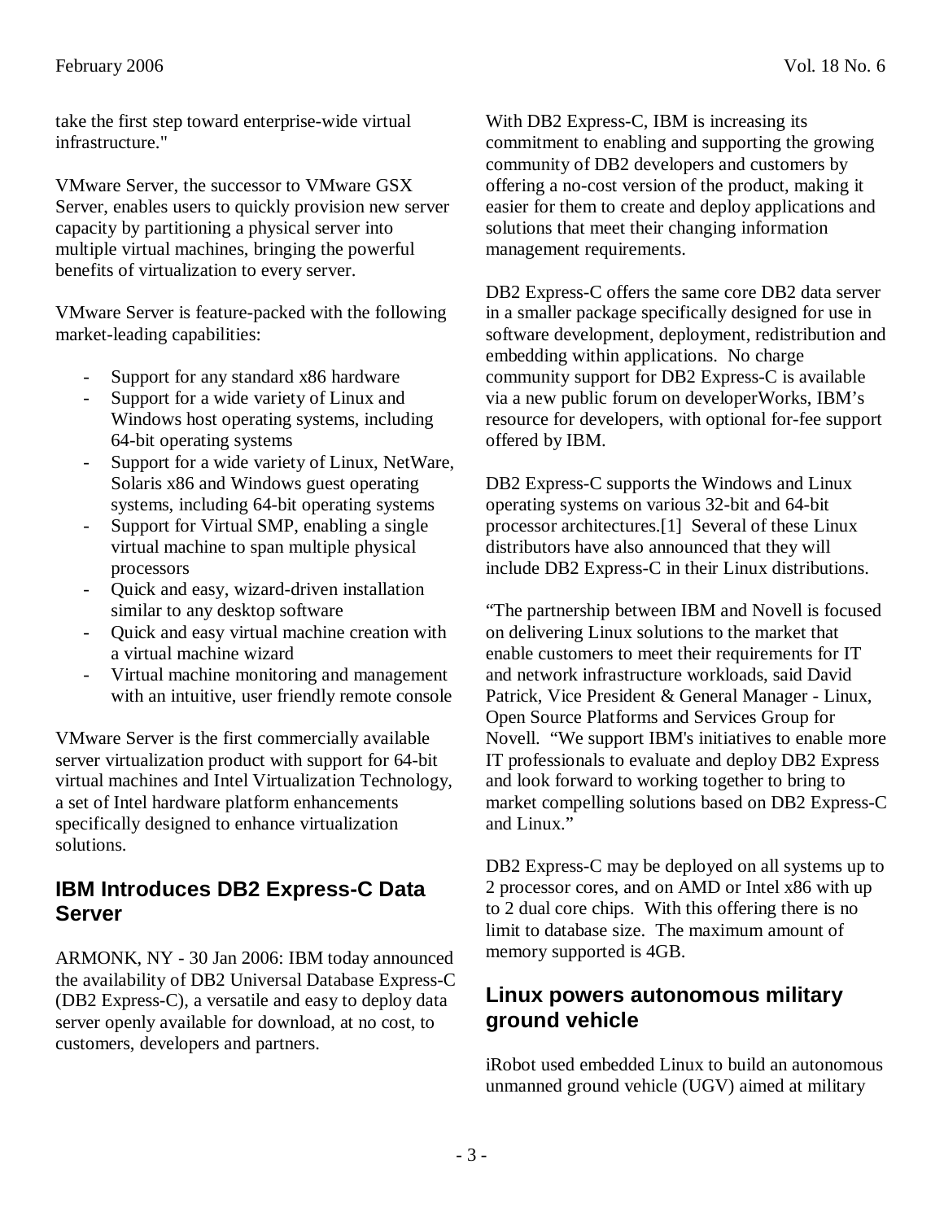take the first step toward enterprise-wide virtual infrastructure."

VMware Server, the successor to VMware GSX Server, enables users to quickly provision new server capacity by partitioning a physical server into multiple virtual machines, bringing the powerful benefits of virtualization to every server.

VMware Server is feature-packed with the following market-leading capabilities:

- Support for any standard x86 hardware
- Support for a wide variety of Linux and Windows host operating systems, including 64-bit operating systems
- Support for a wide variety of Linux, NetWare, Solaris x86 and Windows guest operating systems, including 64-bit operating systems
- Support for Virtual SMP, enabling a single virtual machine to span multiple physical processors
- Quick and easy, wizard-driven installation similar to any desktop software
- Quick and easy virtual machine creation with a virtual machine wizard
- Virtual machine monitoring and management with an intuitive, user friendly remote console

VMware Server is the first commercially available server virtualization product with support for 64-bit virtual machines and Intel Virtualization Technology, a set of Intel hardware platform enhancements specifically designed to enhance virtualization solutions.

## IBM Introduces DB2 Express-C Data Server

ARMONK, NY - 30 Jan 2006: IBM today announced the availability of DB2 Universal Database Express-C (DB2 Express-C), a versatile and easy to deploy data server openly available for download, at no cost, to customers, developers and partners.

With DB2 Express-C, IBM is increasing its commitment to enabling and supporting the growing community of DB2 developers and customers by offering a no-cost version of the product, making it easier for them to create and deploy applications and solutions that meet their changing information management requirements.

DB2 Express-C offers the same core DB2 data server in a smaller package specifically designed for use in software development, deployment, redistribution and embedding within applications. No charge community support for DB2 Express-C is available via a new public forum on developerWorks, IBM's resource for developers, with optional for-fee support offered by IBM.

DB2 Express-C supports the Windows and Linux operating systems on various 32-bit and 64-bit processor architectures.[1] Several of these Linux distributors have also announced that they will include DB2 Express-C in their Linux distributions.

"The partnership between IBM and Novell is focused on delivering Linux solutions to the market that enable customers to meet their requirements for IT and network infrastructure workloads, said David Patrick, Vice President & General Manager - Linux, Open Source Platforms and Services Group for Novell. "We support IBM's initiatives to enable more IT professionals to evaluate and deploy DB2 Express and look forward to working together to bring to market compelling solutions based on DB2 Express-C and Linux."

DB2 Express-C may be deployed on all systems up to 2 processor cores, and on AMD or Intel x86 with up to 2 dual core chips. With this offering there is no limit to database size. The maximum amount of memory supported is 4GB.

## Linux powers autonomous military ground vehicle

iRobot used embedded Linux to build an autonomous unmanned ground vehicle (UGV) aimed at military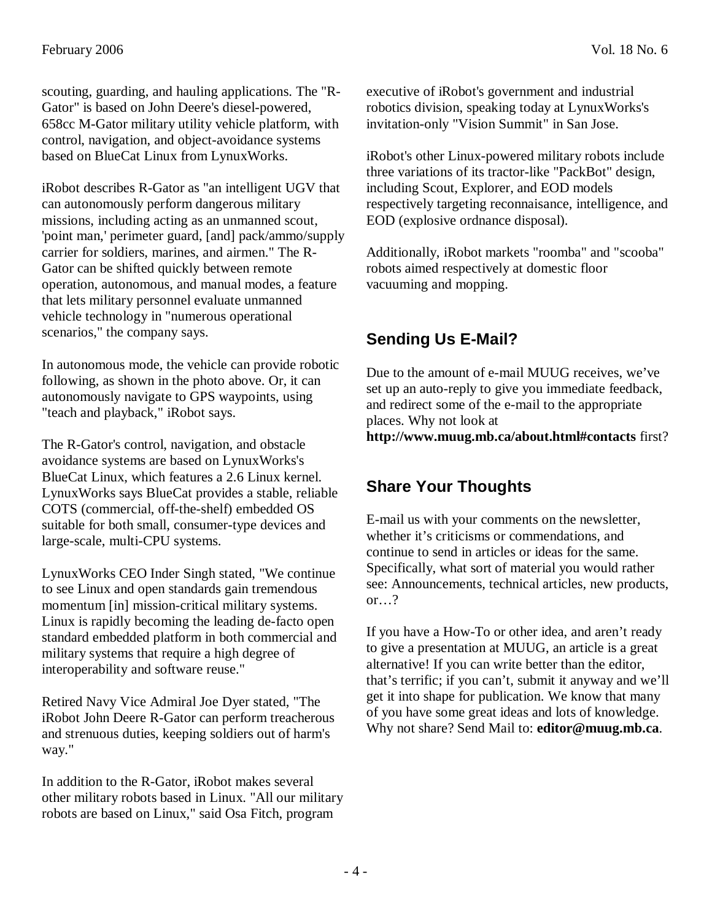scouting, guarding, and hauling applications. The "R-Gator" is based on John Deere's diesel-powered, 658cc M-Gator military utility vehicle platform, with control, navigation, and object-avoidance systems based on BlueCat Linux from LynuxWorks.

iRobot describes R-Gator as "an intelligent UGV that can autonomously perform dangerous military missions, including acting as an unmanned scout, 'point man,' perimeter guard, [and] pack/ammo/supply carrier for soldiers, marines, and airmen." The R-Gator can be shifted quickly between remote operation, autonomous, and manual modes, a feature that lets military personnel evaluate unmanned vehicle technology in "numerous operational scenarios," the company says.

In autonomous mode, the vehicle can provide robotic following, as shown in the photo above. Or, it can autonomously navigate to GPS waypoints, using "teach and playback," iRobot says.

The R-Gator's control, navigation, and obstacle avoidance systems are based on LynuxWorks's BlueCat Linux, which features a 2.6 Linux kernel. LynuxWorks says BlueCat provides a stable, reliable COTS (commercial, off-the-shelf) embedded OS suitable for both small, consumer-type devices and large-scale, multi-CPU systems.

LynuxWorks CEO Inder Singh stated, "We continue to see Linux and open standards gain tremendous momentum [in] mission-critical military systems. Linux is rapidly becoming the leading de-facto open standard embedded platform in both commercial and military systems that require a high degree of interoperability and software reuse."

Retired Navy Vice Admiral Joe Dyer stated, "The iRobot John Deere R-Gator can perform treacherous and strenuous duties, keeping soldiers out of harm's way."

In addition to the R-Gator, iRobot makes several other military robots based in Linux. "All our military robots are based on Linux," said Osa Fitch, program executive of iRobot's government and industrial robotics division, speaking today at LynuxWorks's invitation-only "Vision Summit" in San Jose.

iRobot's other Linux-powered military robots include three variations of its tractor-like "PackBot" design, including Scout, Explorer, and EOD models respectively targeting reconnaisance, intelligence, and EOD (explosive ordnance disposal).

Additionally, iRobot markets "roomba" and "scooba" robots aimed respectively at domestic floor vacuuming and mopping.

## Sending Us E-Mail?

Due to the amount of e-mail MUUG receives, we've set up an auto-reply to give you immediate feedback, and redirect some of the e-mail to the appropriate places. Why not look at **http://www.muug.mb.ca/about.html#contacts** first?

## Share Your Thoughts

E-mail us with your comments on the newsletter, whether it's criticisms or commendations, and continue to send in articles or ideas for the same. Specifically, what sort of material you would rather see: Announcements, technical articles, new products, or…?

If you have a How-To or other idea, and aren't ready to give a presentation at MUUG, an article is a great alternative! If you can write better than the editor, that's terrific; if you can't, submit it anyway and we'll get it into shape for publication. We know that many of you have some great ideas and lots of knowledge. Why not share? Send Mail to: **editor@muug.mb.ca**.